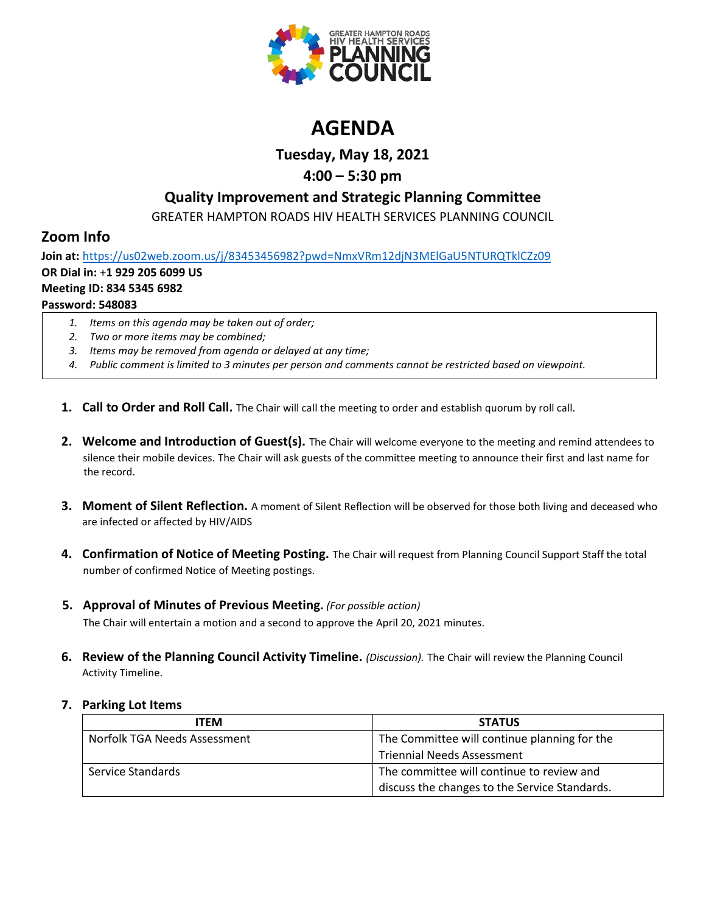GREATER HAMPTON ROADS HIV HEALTH SERVICES PLANNING COUNCIL

# AGENDA

## Tuesday, May 18, 2021

## 4:00 – 5:30 pm

## Quality Improvement and Strategic Planning Committee

GREATER HAMPTON ROADS HIV HEALTH SERVICES PLANNING COUNCIL

## Zoom Info

**Join at:** https://us02web.zoom.us/j/83453456982?pwd=NmxVRm12djN3MElGaU5NTURQTklCZz09
**OR Dial in:** +**1 929 205 6099 US**
**Meeting ID: 834 5345 6982**
**Password: 548083**

1. *Items on this agenda may be taken out of order;*
2. *Two or more items may be combined;*
3. *Items may be removed from agenda or delayed at any time;*
4. *Public comment is limited to 3 minutes per person and comments cannot be restricted based on viewpoint.*

1. **Call to Order and Roll Call.** The Chair will call the meeting to order and establish quorum by roll call.

2. **Welcome and Introduction of Guest(s).** The Chair will welcome everyone to the meeting and remind attendees to silence their mobile devices. The Chair will ask guests of the committee meeting to announce their first and last name for the record.

3. **Moment of Silent Reflection.** A moment of Silent Reflection will be observed for those both living and deceased who are infected or affected by HIV/AIDS

4. **Confirmation of Notice of Meeting Posting.** The Chair will request from Planning Council Support Staff the total number of confirmed Notice of Meeting postings.

5. **Approval of Minutes of Previous Meeting.** *(For possible action)*
   The Chair will entertain a motion and a second to approve the April 20, 2021 minutes.

6. **Review of the Planning Council Activity Timeline.** *(Discussion).* The Chair will review the Planning Council Activity Timeline.

7. **Parking Lot Items**

| ITEM | STATUS |
|---|---|
| Norfolk TGA Needs Assessment | The Committee will continue planning for the Triennial Needs Assessment |
| Service Standards | The committee will continue to review and discuss the changes to the Service Standards. |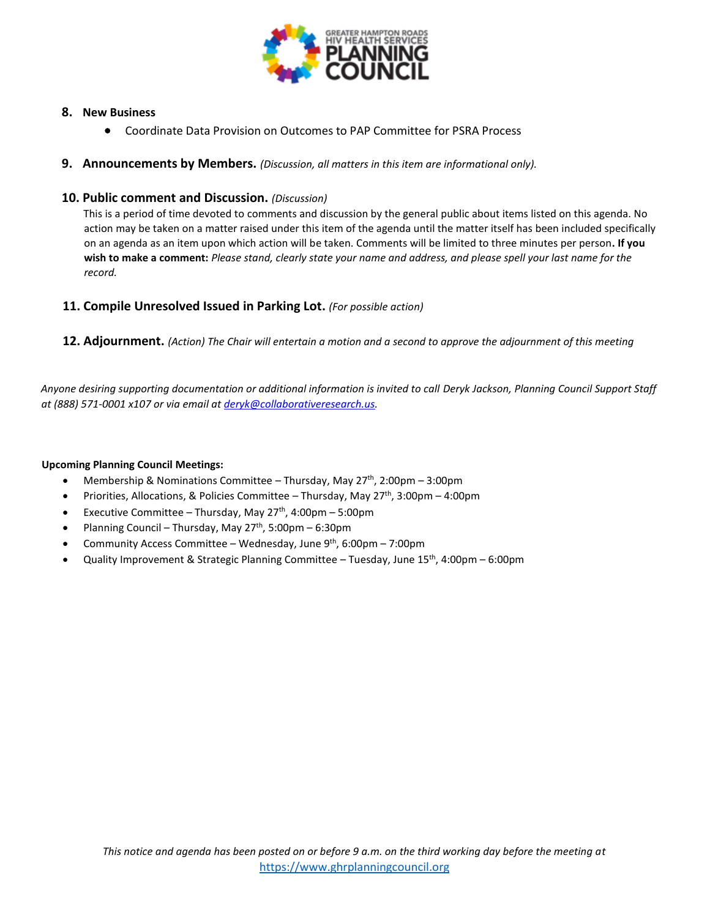8. **New Business**
   - Coordinate Data Provision on Outcomes to PAP Committee for PSRA Process

9. **Announcements by Members.** *(Discussion, all matters in this item are informational only).*

10. **Public comment and Discussion.** *(Discussion)*
    This is a period of time devoted to comments and discussion by the general public about items listed on this agenda. No action may be taken on a matter raised under this item of the agenda until the matter itself has been included specifically on an agenda as an item upon which action will be taken. Comments will be limited to three minutes per person**. If you wish to make a comment:** *Please stand, clearly state your name and address, and please spell your last name for the record.*

11. **Compile Unresolved Issued in Parking Lot.** *(For possible action)*

12. **Adjournment.** *(Action) The Chair will entertain a motion and a second to approve the adjournment of this meeting*

*Anyone desiring supporting documentation or additional information is invited to call Deryk Jackson, Planning Council Support Staff at (888) 571-0001 x107 or via email at [deryk@collaborativeresearch.us](mailto:deryk@collaborativeresearch.us).*

**Upcoming Planning Council Meetings:**

- Membership & Nominations Committee – Thursday, May 27th, 2:00pm – 3:00pm
- Priorities, Allocations, & Policies Committee – Thursday, May 27th, 3:00pm – 4:00pm
- Executive Committee – Thursday, May 27th, 4:00pm – 5:00pm
- Planning Council – Thursday, May 27th, 5:00pm – 6:30pm
- Community Access Committee – Wednesday, June 9th, 6:00pm – 7:00pm
- Quality Improvement & Strategic Planning Committee – Tuesday, June 15th, 4:00pm – 6:00pm

*This notice and agenda has been posted on or before 9 a.m. on the third working day before the meeting at* [https://www.ghrplanningcouncil.org](https://www.ghrplanningcouncil.org)